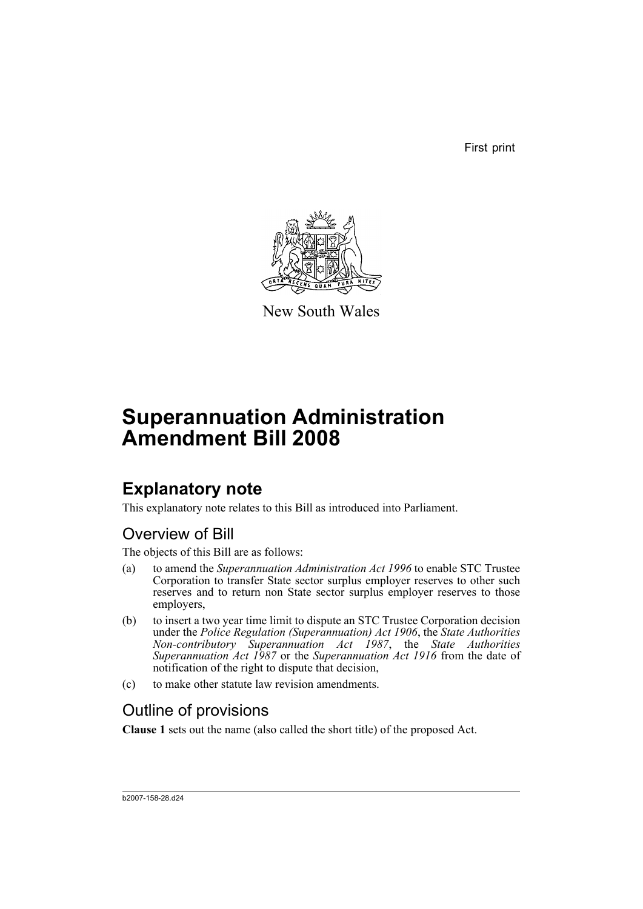First print

New South Wales

# Superannuation Administration Amendment Bill 2008

## Explanatory note

This explanatory note relates to this Bill as introduced into Parliament.

### Overview of Bill

The objects of this Bill are as follows:

(a) to amend the *Superannuation Administration Act 1996* to enable STC Trustee Corporation to transfer State sector surplus employer reserves to other such reserves and to return non State sector surplus employer reserves to those employers,

(b) to insert a two year time limit to dispute an STC Trustee Corporation decision under the *Police Regulation (Superannuation) Act 1906*, the *State Authorities Non-contributory Superannuation Act 1987*, the *State Authorities Superannuation Act 1987* or the *Superannuation Act 1916* from the date of notification of the right to dispute that decision,

(c) to make other statute law revision amendments.

### Outline of provisions

**Clause 1** sets out the name (also called the short title) of the proposed Act.

b2007-158-28.d24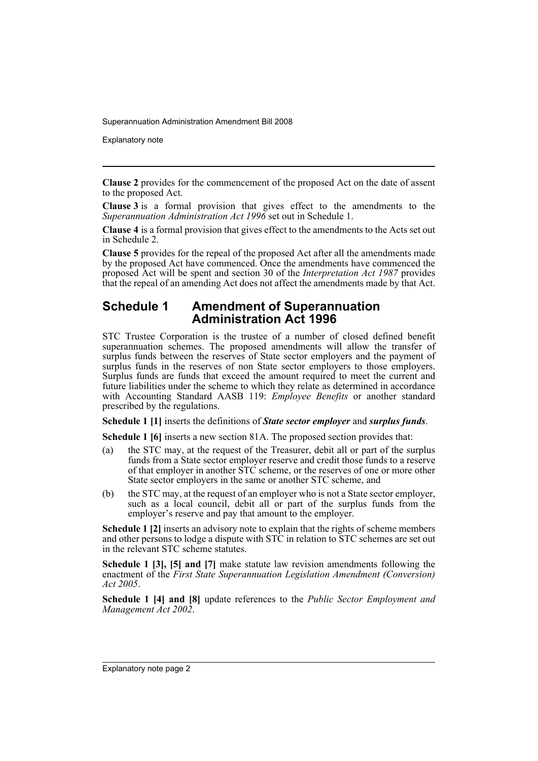**Clause 2** provides for the commencement of the proposed Act on the date of assent to the proposed Act.

**Clause 3** is a formal provision that gives effect to the amendments to the *Superannuation Administration Act 1996* set out in Schedule 1.

**Clause 4** is a formal provision that gives effect to the amendments to the Acts set out in Schedule 2.

**Clause 5** provides for the repeal of the proposed Act after all the amendments made by the proposed Act have commenced. Once the amendments have commenced the proposed Act will be spent and section 30 of the *Interpretation Act 1987* provides that the repeal of an amending Act does not affect the amendments made by that Act.

## Schedule 1 Amendment of Superannuation Administration Act 1996

STC Trustee Corporation is the trustee of a number of closed defined benefit superannuation schemes. The proposed amendments will allow the transfer of surplus funds between the reserves of State sector employers and the payment of surplus funds in the reserves of non State sector employers to those employers. Surplus funds are funds that exceed the amount required to meet the current and future liabilities under the scheme to which they relate as determined in accordance with Accounting Standard AASB 119: *Employee Benefits* or another standard prescribed by the regulations.

**Schedule 1 [1]** inserts the definitions of ***State sector employer*** and ***surplus funds***.

**Schedule 1 [6]** inserts a new section 81A. The proposed section provides that:

(a) the STC may, at the request of the Treasurer, debit all or part of the surplus funds from a State sector employer reserve and credit those funds to a reserve of that employer in another STC scheme, or the reserves of one or more other State sector employers in the same or another STC scheme, and

(b) the STC may, at the request of an employer who is not a State sector employer, such as a local council, debit all or part of the surplus funds from the employer's reserve and pay that amount to the employer.

**Schedule 1 [2]** inserts an advisory note to explain that the rights of scheme members and other persons to lodge a dispute with STC in relation to STC schemes are set out in the relevant STC scheme statutes.

**Schedule 1 [3], [5] and [7]** make statute law revision amendments following the enactment of the *First State Superannuation Legislation Amendment (Conversion) Act 2005*.

**Schedule 1 [4] and [8]** update references to the *Public Sector Employment and Management Act 2002*.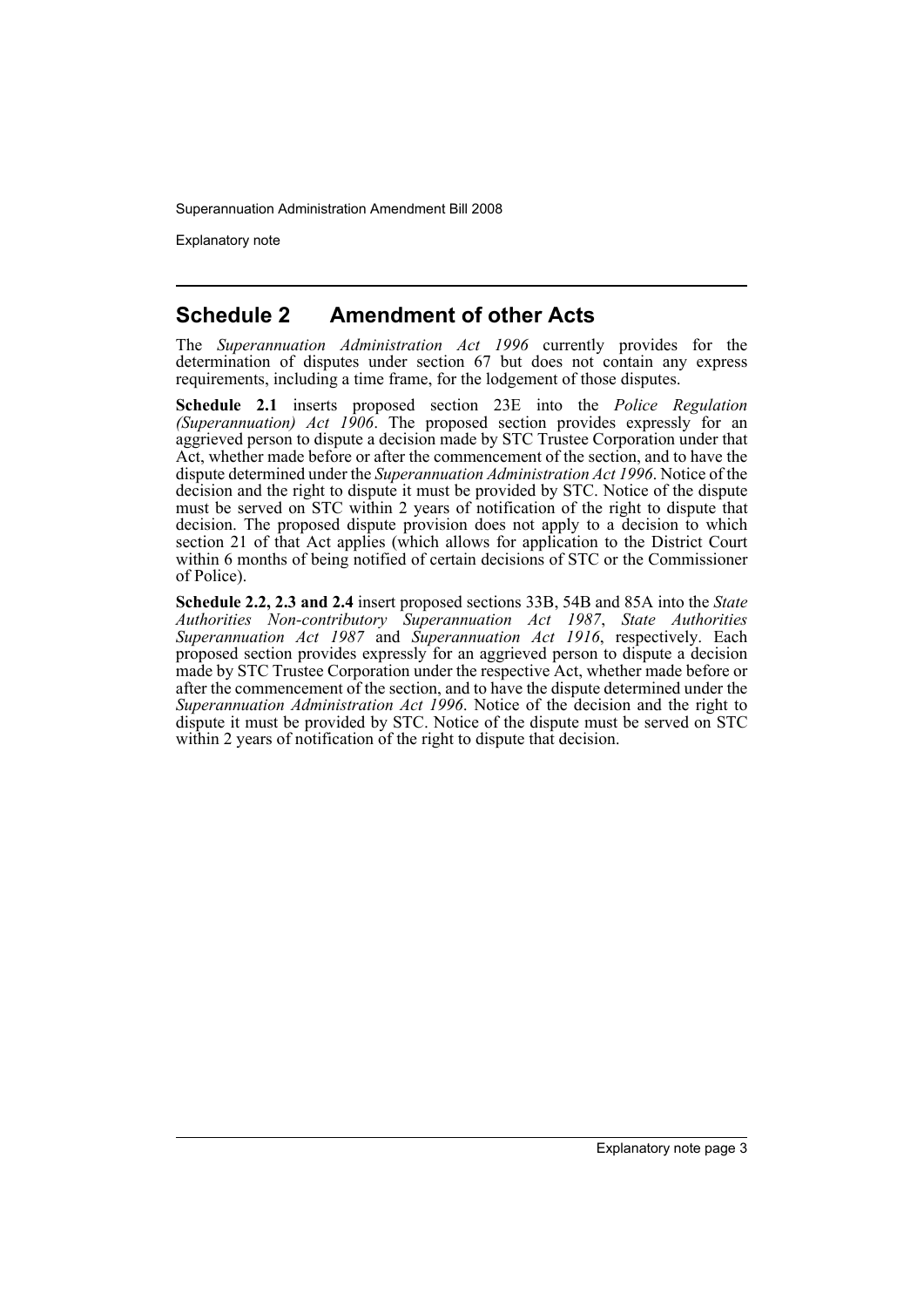## Schedule 2 Amendment of other Acts

The *Superannuation Administration Act 1996* currently provides for the determination of disputes under section 67 but does not contain any express requirements, including a time frame, for the lodgement of those disputes.

**Schedule 2.1** inserts proposed section 23E into the *Police Regulation (Superannuation) Act 1906*. The proposed section provides expressly for an aggrieved person to dispute a decision made by STC Trustee Corporation under that Act, whether made before or after the commencement of the section, and to have the dispute determined under the *Superannuation Administration Act 1996*. Notice of the decision and the right to dispute it must be provided by STC. Notice of the dispute must be served on STC within 2 years of notification of the right to dispute that decision. The proposed dispute provision does not apply to a decision to which section 21 of that Act applies (which allows for application to the District Court within 6 months of being notified of certain decisions of STC or the Commissioner of Police).

**Schedule 2.2, 2.3 and 2.4** insert proposed sections 33B, 54B and 85A into the *State Authorities Non-contributory Superannuation Act 1987*, *State Authorities Superannuation Act 1987* and *Superannuation Act 1916*, respectively. Each proposed section provides expressly for an aggrieved person to dispute a decision made by STC Trustee Corporation under the respective Act, whether made before or after the commencement of the section, and to have the dispute determined under the *Superannuation Administration Act 1996*. Notice of the decision and the right to dispute it must be provided by STC. Notice of the dispute must be served on STC within 2 years of notification of the right to dispute that decision.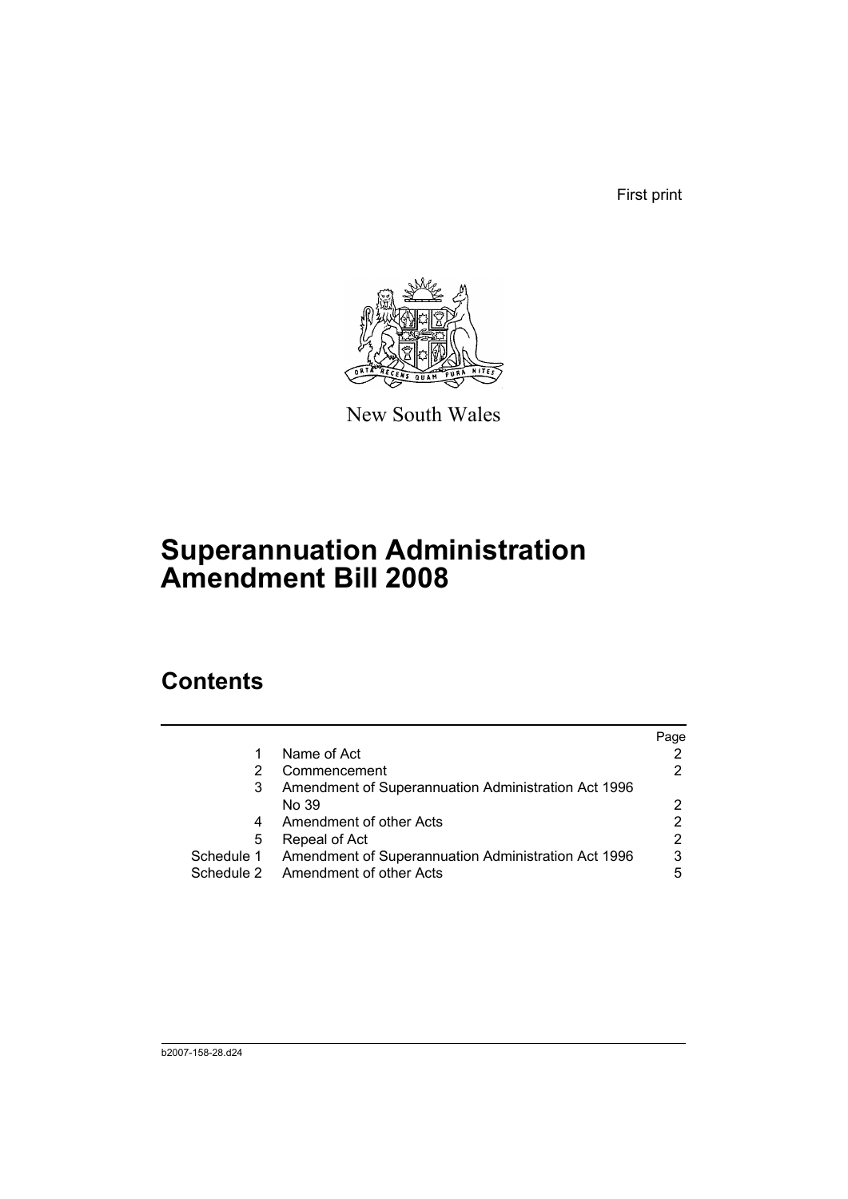First print

New South Wales

# Superannuation Administration Amendment Bill 2008

## Contents

| | | Page |
|---|---|---|
| 1 | Name of Act | 2 |
| 2 | Commencement | 2 |
| 3 | Amendment of Superannuation Administration Act 1996 No 39 | 2 |
| 4 | Amendment of other Acts | 2 |
| 5 | Repeal of Act | 2 |
| Schedule 1 | Amendment of Superannuation Administration Act 1996 | 3 |
| Schedule 2 | Amendment of other Acts | 5 |

b2007-158-28.d24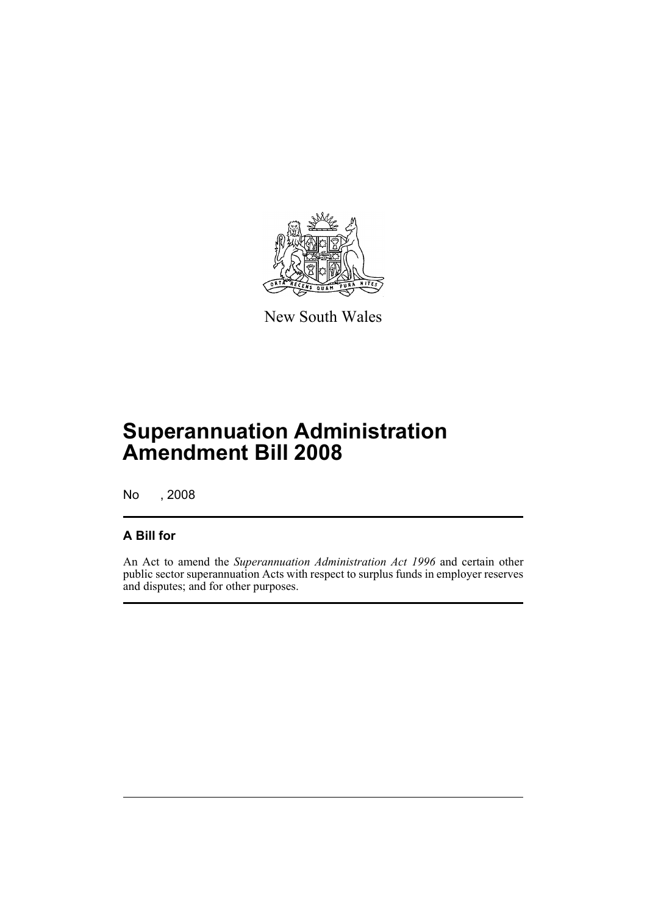New South Wales

# Superannuation Administration Amendment Bill 2008

No , 2008

## A Bill for

An Act to amend the *Superannuation Administration Act 1996* and certain other public sector superannuation Acts with respect to surplus funds in employer reserves and disputes; and for other purposes.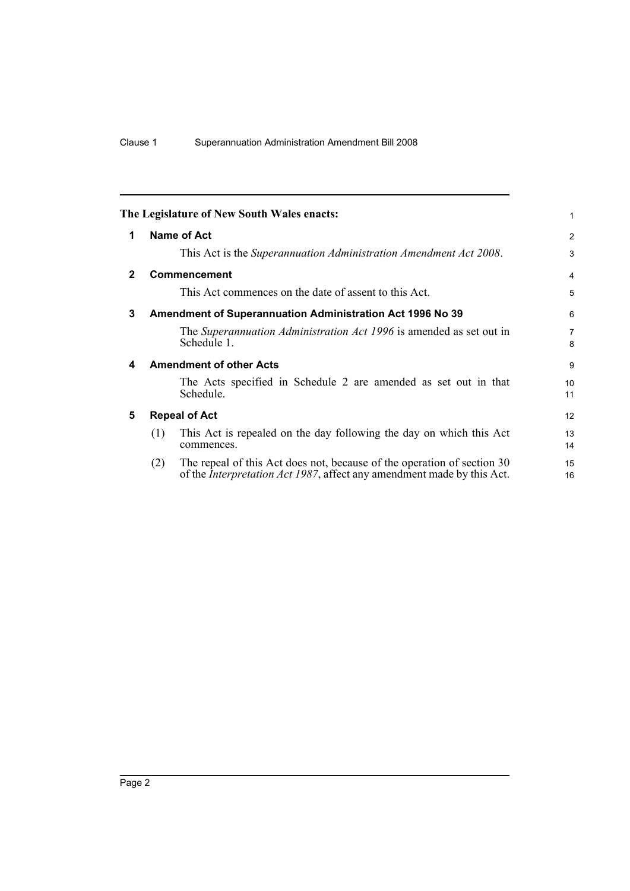**The Legislature of New South Wales enacts:**

## 1 Name of Act

This Act is the *Superannuation Administration Amendment Act 2008*.

## 2 Commencement

This Act commences on the date of assent to this Act.

## 3 Amendment of Superannuation Administration Act 1996 No 39

The *Superannuation Administration Act 1996* is amended as set out in Schedule 1.

## 4 Amendment of other Acts

The Acts specified in Schedule 2 are amended as set out in that Schedule.

## 5 Repeal of Act

(1) This Act is repealed on the day following the day on which this Act commences.

(2) The repeal of this Act does not, because of the operation of section 30 of the *Interpretation Act 1987*, affect any amendment made by this Act.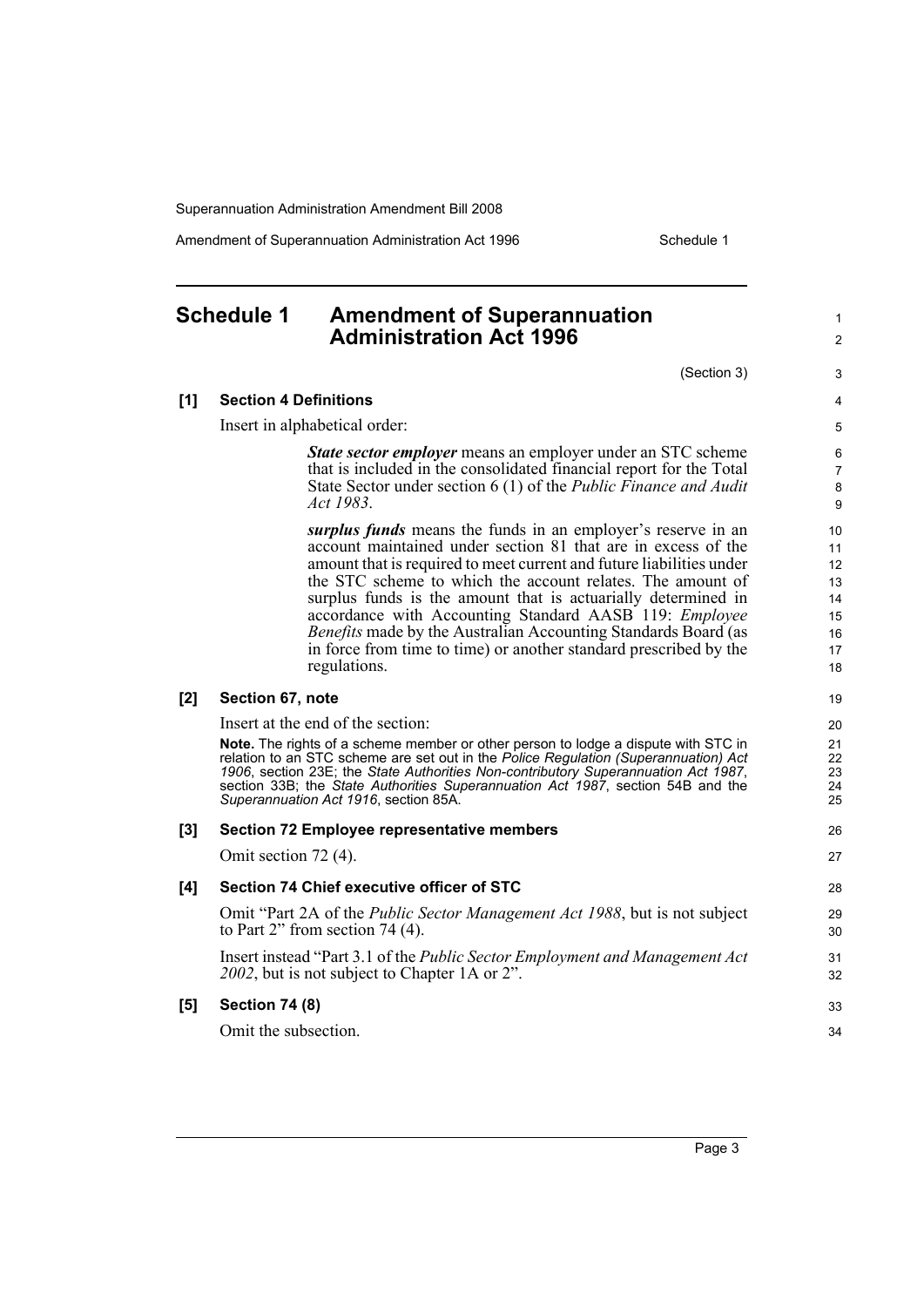## Schedule 1 Amendment of Superannuation Administration Act 1996

(Section 3)

**[1] Section 4 Definitions**

Insert in alphabetical order:

> ***State sector employer*** means an employer under an STC scheme that is included in the consolidated financial report for the Total State Sector under section 6 (1) of the *Public Finance and Audit Act 1983*.
>
> ***surplus funds*** means the funds in an employer's reserve in an account maintained under section 81 that are in excess of the amount that is required to meet current and future liabilities under the STC scheme to which the account relates. The amount of surplus funds is the amount that is actuarially determined in accordance with Accounting Standard AASB 119: *Employee Benefits* made by the Australian Accounting Standards Board (as in force from time to time) or another standard prescribed by the regulations.

**[2] Section 67, note**

Insert at the end of the section:

**Note.** The rights of a scheme member or other person to lodge a dispute with STC in relation to an STC scheme are set out in the *Police Regulation (Superannuation) Act 1906*, section 23E; the *State Authorities Non-contributory Superannuation Act 1987*, section 33B; the *State Authorities Superannuation Act 1987*, section 54B and the *Superannuation Act 1916*, section 85A.

**[3] Section 72 Employee representative members**

Omit section 72 (4).

**[4] Section 74 Chief executive officer of STC**

Omit "Part 2A of the *Public Sector Management Act 1988*, but is not subject to Part 2" from section 74 (4).

Insert instead "Part 3.1 of the *Public Sector Employment and Management Act 2002*, but is not subject to Chapter 1A or 2".

**[5] Section 74 (8)**

Omit the subsection.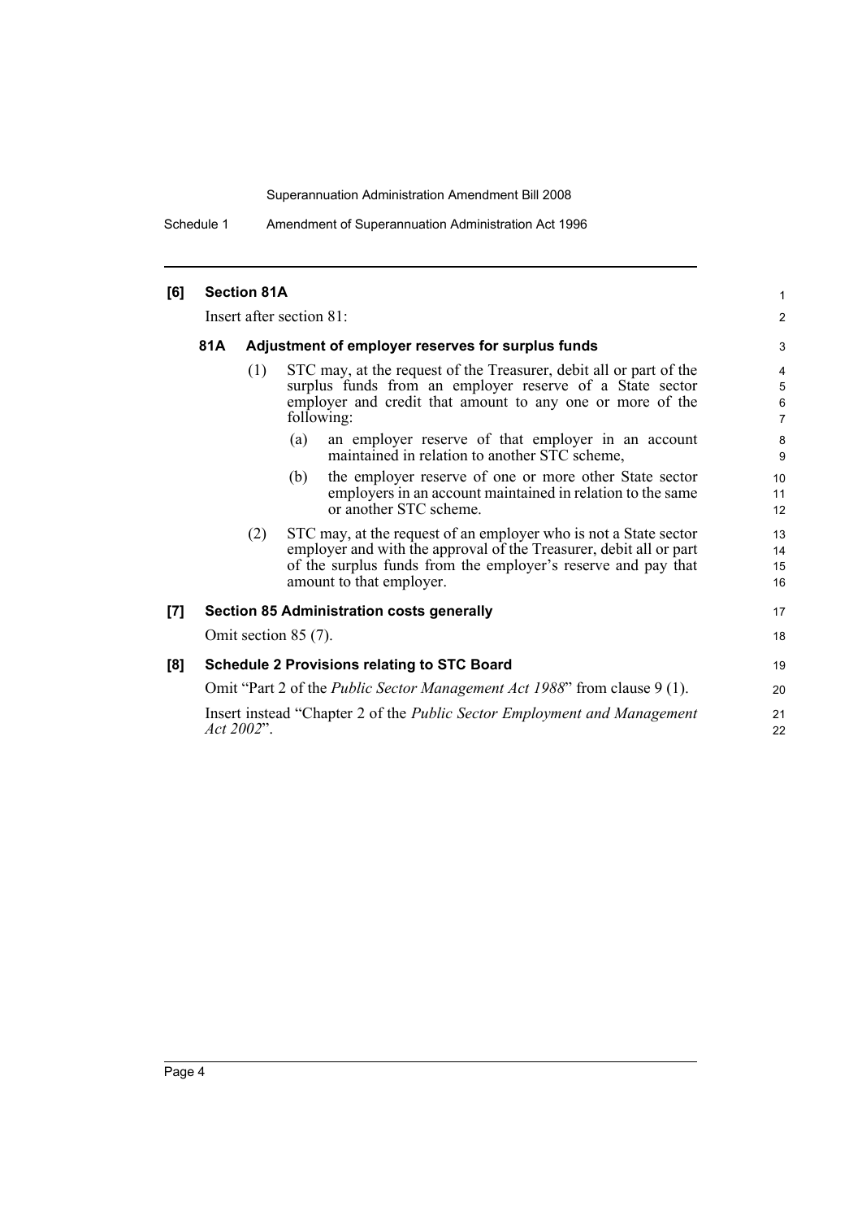**[6] Section 81A**

Insert after section 81:

**81A Adjustment of employer reserves for surplus funds**

(1) STC may, at the request of the Treasurer, debit all or part of the surplus funds from an employer reserve of a State sector employer and credit that amount to any one or more of the following:

(a) an employer reserve of that employer in an account maintained in relation to another STC scheme,

(b) the employer reserve of one or more other State sector employers in an account maintained in relation to the same or another STC scheme.

(2) STC may, at the request of an employer who is not a State sector employer and with the approval of the Treasurer, debit all or part of the surplus funds from the employer's reserve and pay that amount to that employer.

**[7] Section 85 Administration costs generally**

Omit section 85 (7).

**[8] Schedule 2 Provisions relating to STC Board**

Omit "Part 2 of the *Public Sector Management Act 1988*" from clause 9 (1).

Insert instead "Chapter 2 of the *Public Sector Employment and Management Act 2002*".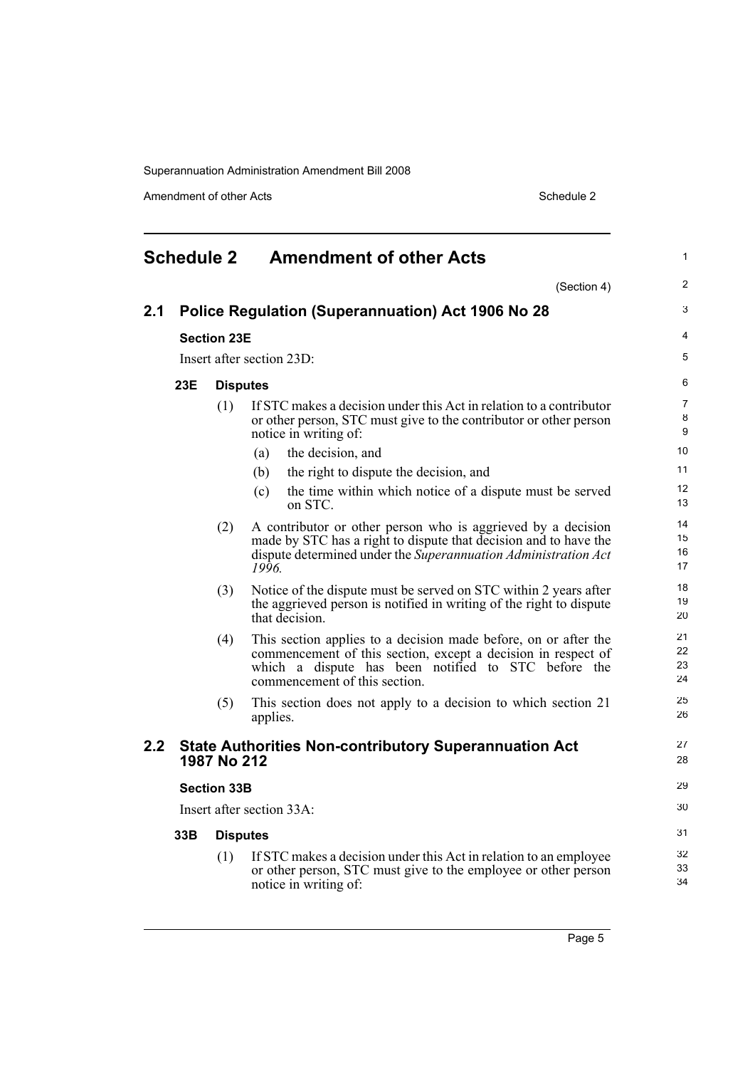## Schedule 2 Amendment of other Acts

(Section 4)

### 2.1 Police Regulation (Superannuation) Act 1906 No 28

**Section 23E**

Insert after section 23D:

**23E Disputes**

(1) If STC makes a decision under this Act in relation to a contributor or other person, STC must give to the contributor or other person notice in writing of:

- (a) the decision, and
- (b) the right to dispute the decision, and
- (c) the time within which notice of a dispute must be served on STC.

(2) A contributor or other person who is aggrieved by a decision made by STC has a right to dispute that decision and to have the dispute determined under the *Superannuation Administration Act 1996*.

(3) Notice of the dispute must be served on STC within 2 years after the aggrieved person is notified in writing of the right to dispute that decision.

(4) This section applies to a decision made before, on or after the commencement of this section, except a decision in respect of which a dispute has been notified to STC before the commencement of this section.

(5) This section does not apply to a decision to which section 21 applies.

### 2.2 State Authorities Non-contributory Superannuation Act 1987 No 212

**Section 33B**

Insert after section 33A:

**33B Disputes**

(1) If STC makes a decision under this Act in relation to an employee or other person, STC must give to the employee or other person notice in writing of: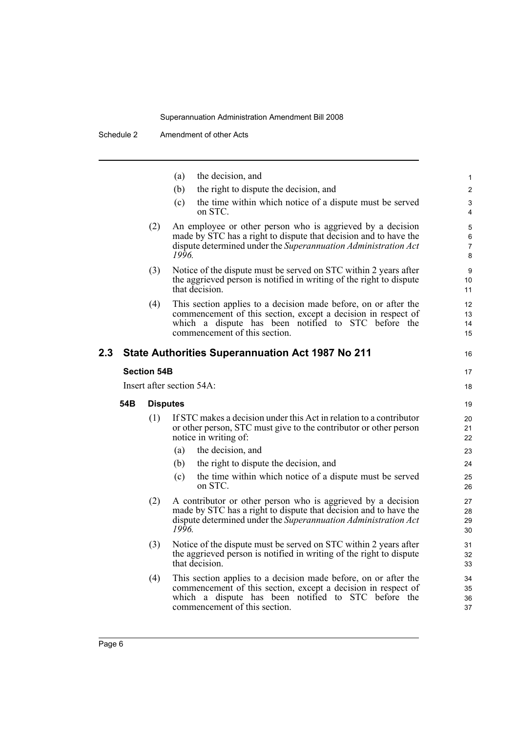(a) the decision, and

(b) the right to dispute the decision, and

(c) the time within which notice of a dispute must be served on STC.

(2) An employee or other person who is aggrieved by a decision made by STC has a right to dispute that decision and to have the dispute determined under the *Superannuation Administration Act 1996*.

(3) Notice of the dispute must be served on STC within 2 years after the aggrieved person is notified in writing of the right to dispute that decision.

(4) This section applies to a decision made before, on or after the commencement of this section, except a decision in respect of which a dispute has been notified to STC before the commencement of this section.

## 2.3 State Authorities Superannuation Act 1987 No 211

### Section 54B

Insert after section 54A:

#### 54B Disputes

(1) If STC makes a decision under this Act in relation to a contributor or other person, STC must give to the contributor or other person notice in writing of:

(a) the decision, and

(b) the right to dispute the decision, and

(c) the time within which notice of a dispute must be served on STC.

(2) A contributor or other person who is aggrieved by a decision made by STC has a right to dispute that decision and to have the dispute determined under the *Superannuation Administration Act 1996*.

(3) Notice of the dispute must be served on STC within 2 years after the aggrieved person is notified in writing of the right to dispute that decision.

(4) This section applies to a decision made before, on or after the commencement of this section, except a decision in respect of which a dispute has been notified to STC before the commencement of this section.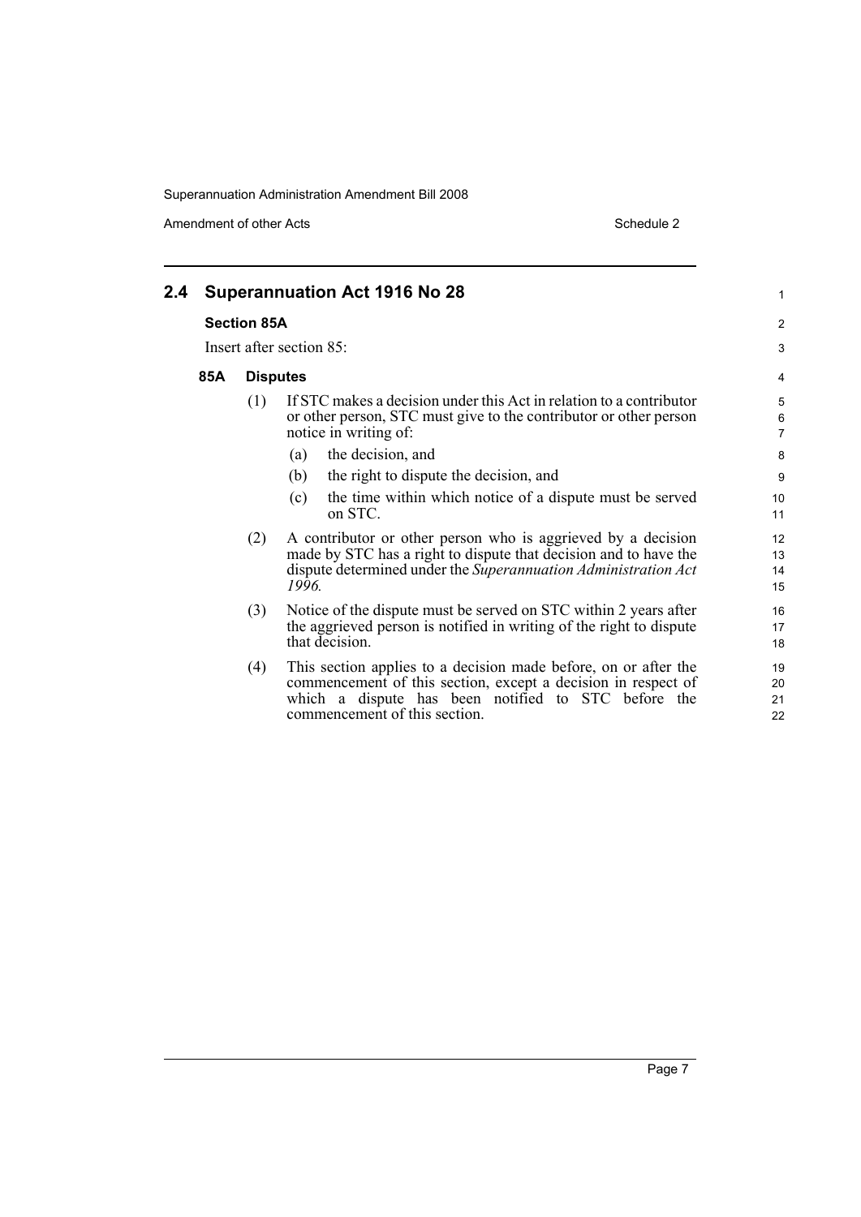## 2.4 Superannuation Act 1916 No 28

### Section 85A

Insert after section 85:

### 85A Disputes

(1) If STC makes a decision under this Act in relation to a contributor or other person, STC must give to the contributor or other person notice in writing of:

(a) the decision, and

(b) the right to dispute the decision, and

(c) the time within which notice of a dispute must be served on STC.

(2) A contributor or other person who is aggrieved by a decision made by STC has a right to dispute that decision and to have the dispute determined under the *Superannuation Administration Act 1996*.

(3) Notice of the dispute must be served on STC within 2 years after the aggrieved person is notified in writing of the right to dispute that decision.

(4) This section applies to a decision made before, on or after the commencement of this section, except a decision in respect of which a dispute has been notified to STC before the commencement of this section.